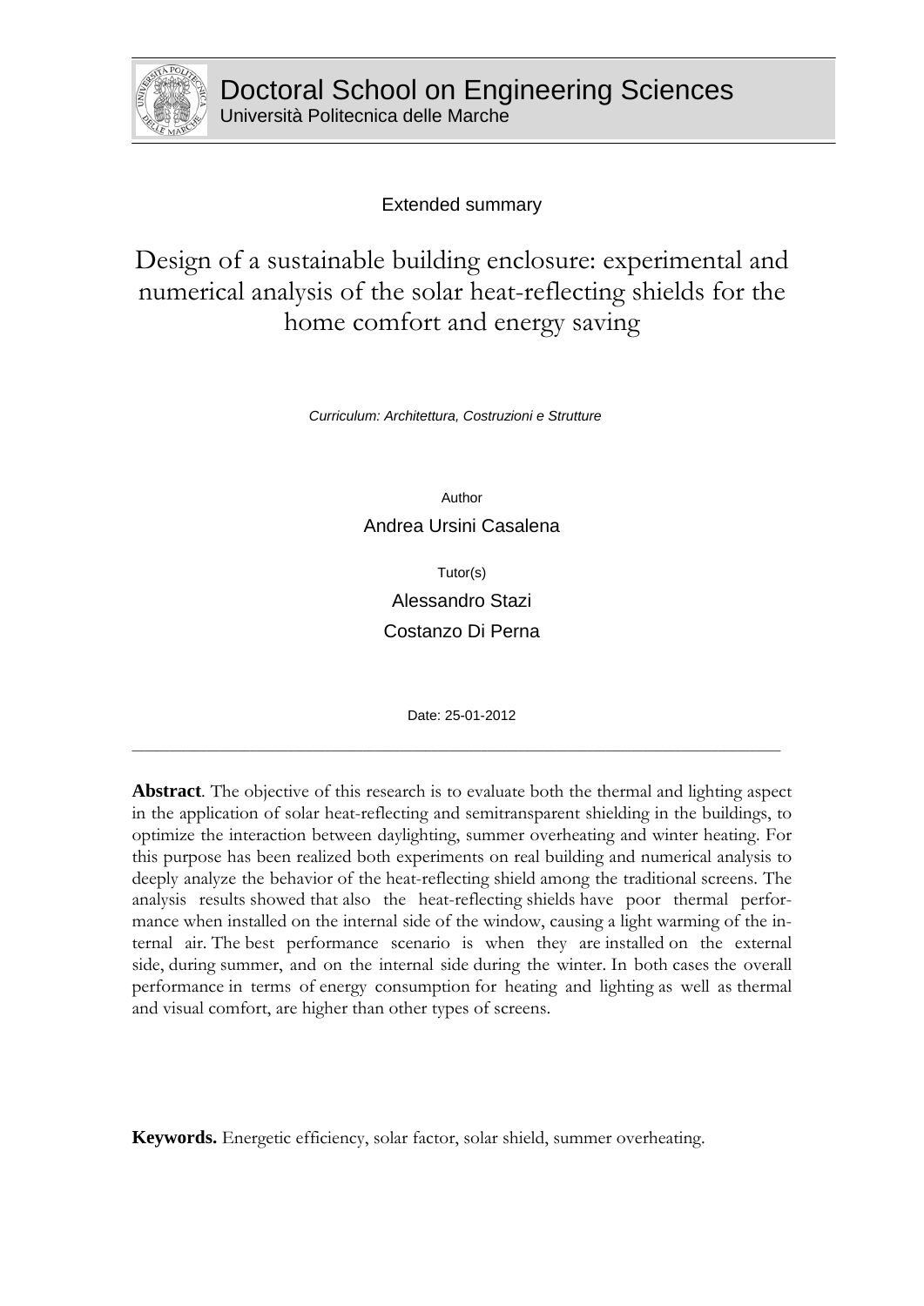Doctoral School on Engineering Sciences

Università Politecnica delle Marche

Extended summary

# Design of a sustainable building enclosure: experimental and numerical analysis of the solar heat-reflecting shields for the home comfort and energy saving

*Curriculum: Architettura, Costruzioni e Strutture*

Author

Andrea Ursini Casalena

Tutor(s)

Alessandro Stazi

Costanzo Di Perna

Date: 25-01-2012

---

**Abstract**. The objective of this research is to evaluate both the thermal and lighting aspect in the application of solar heat-reflecting and semitransparent shielding in the buildings, to optimize the interaction between daylighting, summer overheating and winter heating. For this purpose has been realized both experiments on real building and numerical analysis to deeply analyze the behavior of the heat-reflecting shield among the traditional screens. The analysis results showed that also the heat-reflecting shields have poor thermal performance when installed on the internal side of the window, causing a light warming of the internal air. The best performance scenario is when they are installed on the external side, during summer, and on the internal side during the winter. In both cases the overall performance in terms of energy consumption for heating and lighting as well as thermal and visual comfort, are higher than other types of screens.

**Keywords.** Energetic efficiency, solar factor, solar shield, summer overheating.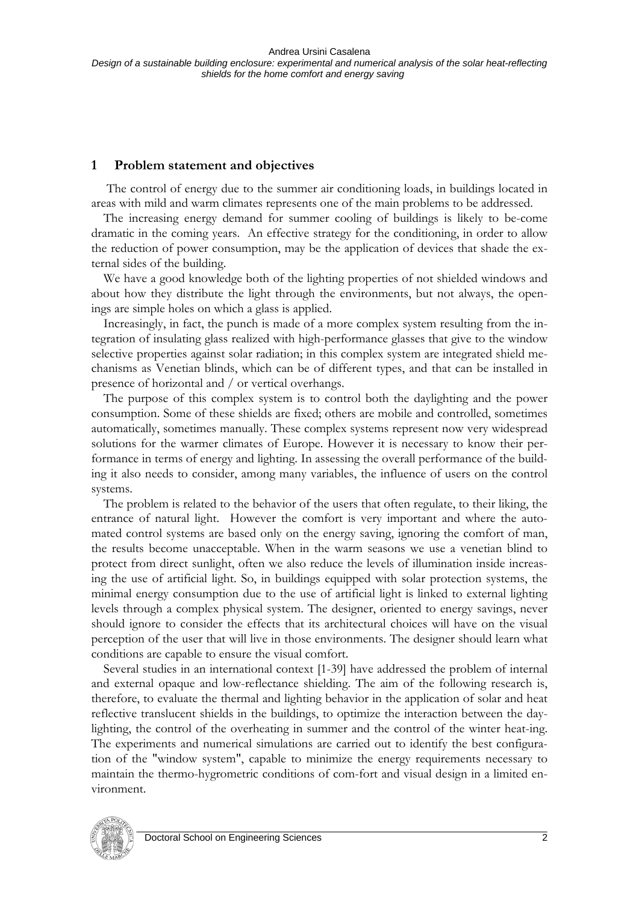# 1 Problem statement and objectives

The control of energy due to the summer air conditioning loads, in buildings located in areas with mild and warm climates represents one of the main problems to be addressed.

The increasing energy demand for summer cooling of buildings is likely to be-come dramatic in the coming years. An effective strategy for the conditioning, in order to allow the reduction of power consumption, may be the application of devices that shade the external sides of the building.

We have a good knowledge both of the lighting properties of not shielded windows and about how they distribute the light through the environments, but not always, the openings are simple holes on which a glass is applied.

Increasingly, in fact, the punch is made of a more complex system resulting from the integration of insulating glass realized with high-performance glasses that give to the window selective properties against solar radiation; in this complex system are integrated shield mechanisms as Venetian blinds, which can be of different types, and that can be installed in presence of horizontal and / or vertical overhangs.

The purpose of this complex system is to control both the daylighting and the power consumption. Some of these shields are fixed; others are mobile and controlled, sometimes automatically, sometimes manually. These complex systems represent now very widespread solutions for the warmer climates of Europe. However it is necessary to know their performance in terms of energy and lighting. In assessing the overall performance of the building it also needs to consider, among many variables, the influence of users on the control systems.

The problem is related to the behavior of the users that often regulate, to their liking, the entrance of natural light. However the comfort is very important and where the automated control systems are based only on the energy saving, ignoring the comfort of man, the results become unacceptable. When in the warm seasons we use a venetian blind to protect from direct sunlight, often we also reduce the levels of illumination inside increasing the use of artificial light. So, in buildings equipped with solar protection systems, the minimal energy consumption due to the use of artificial light is linked to external lighting levels through a complex physical system. The designer, oriented to energy savings, never should ignore to consider the effects that its architectural choices will have on the visual perception of the user that will live in those environments. The designer should learn what conditions are capable to ensure the visual comfort.

Several studies in an international context [1-39] have addressed the problem of internal and external opaque and low-reflectance shielding. The aim of the following research is, therefore, to evaluate the thermal and lighting behavior in the application of solar and heat reflective translucent shields in the buildings, to optimize the interaction between the daylighting, the control of the overheating in summer and the control of the winter heat-ing. The experiments and numerical simulations are carried out to identify the best configuration of the "window system", capable to minimize the energy requirements necessary to maintain the thermo-hygrometric conditions of com-fort and visual design in a limited environment.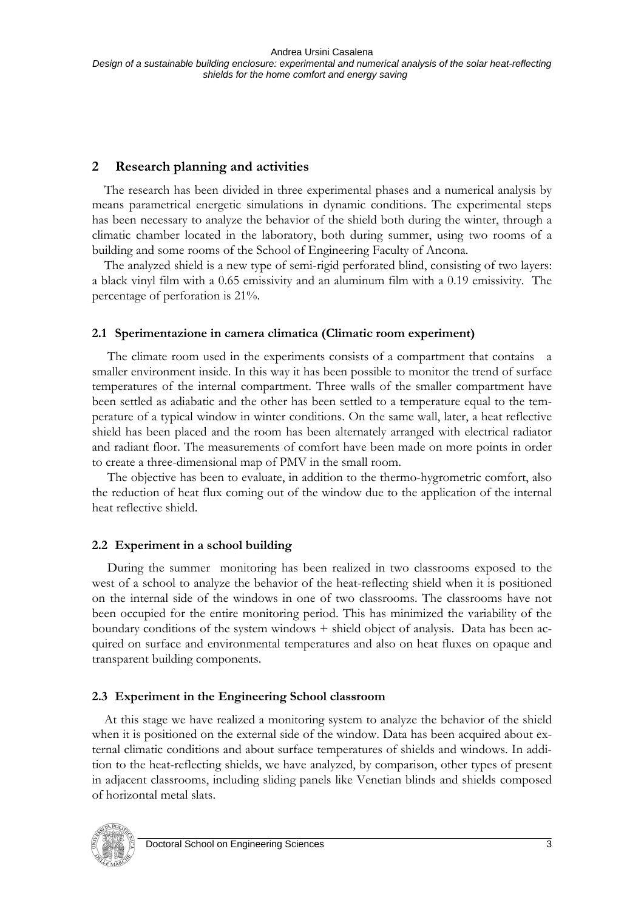## 2 Research planning and activities

The research has been divided in three experimental phases and a numerical analysis by means parametrical energetic simulations in dynamic conditions. The experimental steps has been necessary to analyze the behavior of the shield both during the winter, through a climatic chamber located in the laboratory, both during summer, using two rooms of a building and some rooms of the School of Engineering Faculty of Ancona.

The analyzed shield is a new type of semi-rigid perforated blind, consisting of two layers: a black vinyl film with a 0.65 emissivity and an aluminum film with a 0.19 emissivity. The percentage of perforation is 21%.

### 2.1 Sperimentazione in camera climatica (Climatic room experiment)

The climate room used in the experiments consists of a compartment that contains a smaller environment inside. In this way it has been possible to monitor the trend of surface temperatures of the internal compartment. Three walls of the smaller compartment have been settled as adiabatic and the other has been settled to a temperature equal to the temperature of a typical window in winter conditions. On the same wall, later, a heat reflective shield has been placed and the room has been alternately arranged with electrical radiator and radiant floor. The measurements of comfort have been made on more points in order to create a three-dimensional map of PMV in the small room.

The objective has been to evaluate, in addition to the thermo-hygrometric comfort, also the reduction of heat flux coming out of the window due to the application of the internal heat reflective shield.

### 2.2 Experiment in a school building

During the summer monitoring has been realized in two classrooms exposed to the west of a school to analyze the behavior of the heat-reflecting shield when it is positioned on the internal side of the windows in one of two classrooms. The classrooms have not been occupied for the entire monitoring period. This has minimized the variability of the boundary conditions of the system windows + shield object of analysis. Data has been acquired on surface and environmental temperatures and also on heat fluxes on opaque and transparent building components.

### 2.3 Experiment in the Engineering School classroom

At this stage we have realized a monitoring system to analyze the behavior of the shield when it is positioned on the external side of the window. Data has been acquired about external climatic conditions and about surface temperatures of shields and windows. In addition to the heat-reflecting shields, we have analyzed, by comparison, other types of present in adjacent classrooms, including sliding panels like Venetian blinds and shields composed of horizontal metal slats.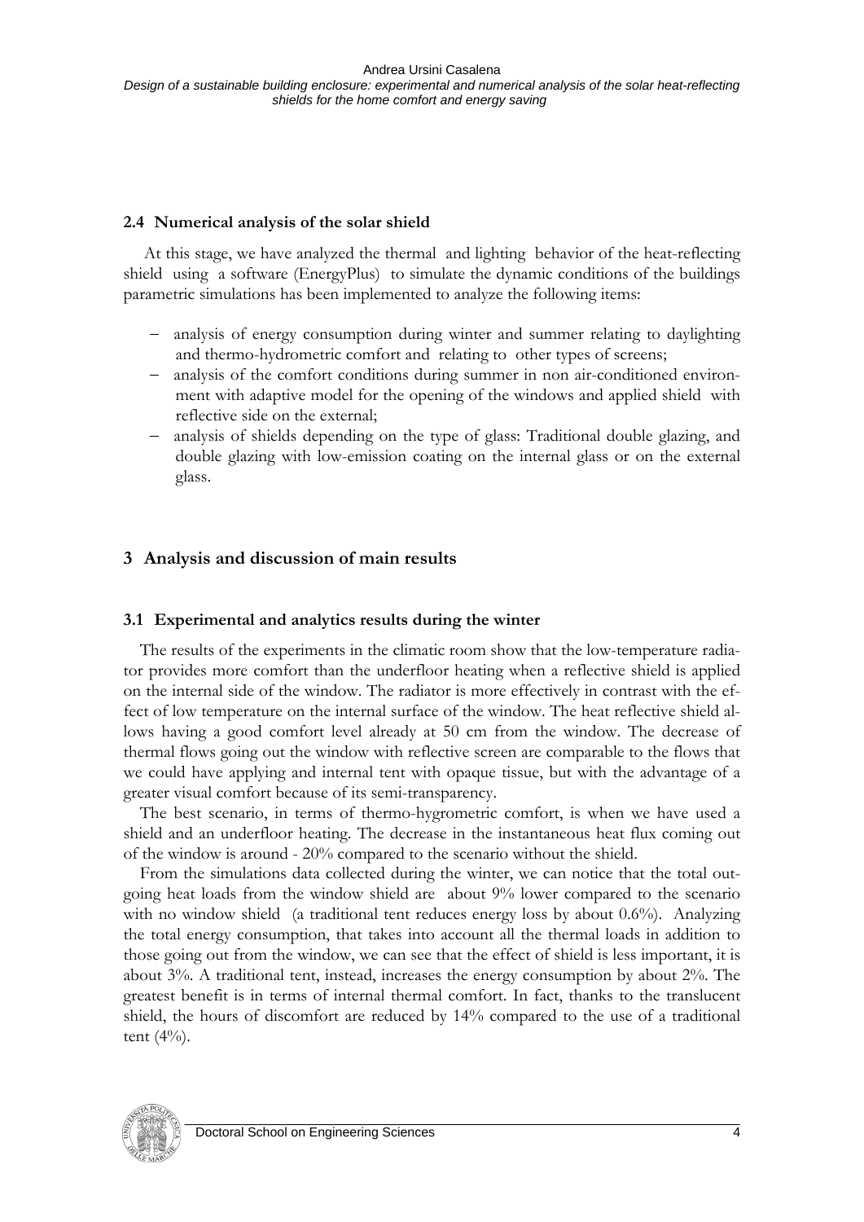### 2.4 Numerical analysis of the solar shield

At this stage, we have analyzed the thermal and lighting behavior of the heat-reflecting shield using a software (EnergyPlus) to simulate the dynamic conditions of the buildings parametric simulations has been implemented to analyze the following items:

- analysis of energy consumption during winter and summer relating to daylighting and thermo-hydrometric comfort and relating to other types of screens;
- analysis of the comfort conditions during summer in non air-conditioned environment with adaptive model for the opening of the windows and applied shield with reflective side on the external;
- analysis of shields depending on the type of glass: Traditional double glazing, and double glazing with low-emission coating on the internal glass or on the external glass.

## 3 Analysis and discussion of main results

### 3.1 Experimental and analytics results during the winter

The results of the experiments in the climatic room show that the low-temperature radiator provides more comfort than the underfloor heating when a reflective shield is applied on the internal side of the window. The radiator is more effectively in contrast with the effect of low temperature on the internal surface of the window. The heat reflective shield allows having a good comfort level already at 50 cm from the window. The decrease of thermal flows going out the window with reflective screen are comparable to the flows that we could have applying and internal tent with opaque tissue, but with the advantage of a greater visual comfort because of its semi-transparency.

The best scenario, in terms of thermo-hygrometric comfort, is when we have used a shield and an underfloor heating. The decrease in the instantaneous heat flux coming out of the window is around - 20% compared to the scenario without the shield.

From the simulations data collected during the winter, we can notice that the total outgoing heat loads from the window shield are about 9% lower compared to the scenario with no window shield (a traditional tent reduces energy loss by about 0.6%). Analyzing the total energy consumption, that takes into account all the thermal loads in addition to those going out from the window, we can see that the effect of shield is less important, it is about 3%. A traditional tent, instead, increases the energy consumption by about 2%. The greatest benefit is in terms of internal thermal comfort. In fact, thanks to the translucent shield, the hours of discomfort are reduced by 14% compared to the use of a traditional tent (4%).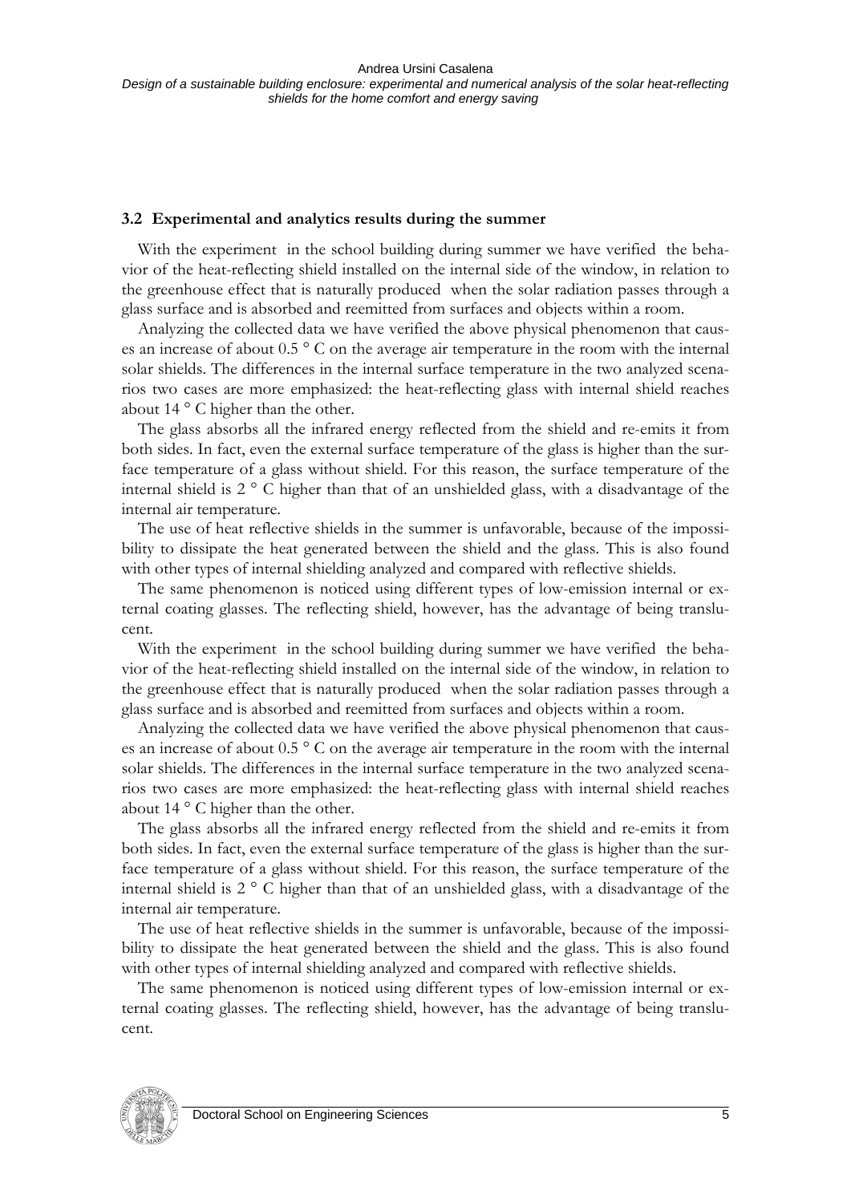### 3.2 Experimental and analytics results during the summer

With the experiment in the school building during summer we have verified the behavior of the heat-reflecting shield installed on the internal side of the window, in relation to the greenhouse effect that is naturally produced when the solar radiation passes through a glass surface and is absorbed and reemitted from surfaces and objects within a room.

Analyzing the collected data we have verified the above physical phenomenon that causes an increase of about 0.5 ° C on the average air temperature in the room with the internal solar shields. The differences in the internal surface temperature in the two analyzed scenarios two cases are more emphasized: the heat-reflecting glass with internal shield reaches about 14 ° C higher than the other.

The glass absorbs all the infrared energy reflected from the shield and re-emits it from both sides. In fact, even the external surface temperature of the glass is higher than the surface temperature of a glass without shield. For this reason, the surface temperature of the internal shield is 2 ° C higher than that of an unshielded glass, with a disadvantage of the internal air temperature.

The use of heat reflective shields in the summer is unfavorable, because of the impossibility to dissipate the heat generated between the shield and the glass. This is also found with other types of internal shielding analyzed and compared with reflective shields.

The same phenomenon is noticed using different types of low-emission internal or external coating glasses. The reflecting shield, however, has the advantage of being translucent.

With the experiment in the school building during summer we have verified the behavior of the heat-reflecting shield installed on the internal side of the window, in relation to the greenhouse effect that is naturally produced when the solar radiation passes through a glass surface and is absorbed and reemitted from surfaces and objects within a room.

Analyzing the collected data we have verified the above physical phenomenon that causes an increase of about 0.5 ° C on the average air temperature in the room with the internal solar shields. The differences in the internal surface temperature in the two analyzed scenarios two cases are more emphasized: the heat-reflecting glass with internal shield reaches about 14 ° C higher than the other.

The glass absorbs all the infrared energy reflected from the shield and re-emits it from both sides. In fact, even the external surface temperature of the glass is higher than the surface temperature of a glass without shield. For this reason, the surface temperature of the internal shield is 2 ° C higher than that of an unshielded glass, with a disadvantage of the internal air temperature.

The use of heat reflective shields in the summer is unfavorable, because of the impossibility to dissipate the heat generated between the shield and the glass. This is also found with other types of internal shielding analyzed and compared with reflective shields.

The same phenomenon is noticed using different types of low-emission internal or external coating glasses. The reflecting shield, however, has the advantage of being translucent.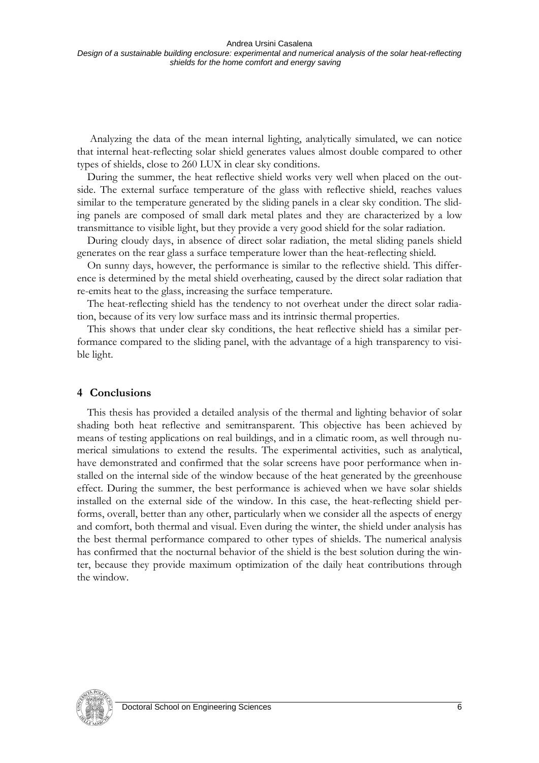Analyzing the data of the mean internal lighting, analytically simulated, we can notice that internal heat-reflecting solar shield generates values almost double compared to other types of shields, close to 260 LUX in clear sky conditions.

During the summer, the heat reflective shield works very well when placed on the outside. The external surface temperature of the glass with reflective shield, reaches values similar to the temperature generated by the sliding panels in a clear sky condition. The sliding panels are composed of small dark metal plates and they are characterized by a low transmittance to visible light, but they provide a very good shield for the solar radiation.

During cloudy days, in absence of direct solar radiation, the metal sliding panels shield generates on the rear glass a surface temperature lower than the heat-reflecting shield.

On sunny days, however, the performance is similar to the reflective shield. This difference is determined by the metal shield overheating, caused by the direct solar radiation that re-emits heat to the glass, increasing the surface temperature.

The heat-reflecting shield has the tendency to not overheat under the direct solar radiation, because of its very low surface mass and its intrinsic thermal properties.

This shows that under clear sky conditions, the heat reflective shield has a similar performance compared to the sliding panel, with the advantage of a high transparency to visible light.

## 4 Conclusions

This thesis has provided a detailed analysis of the thermal and lighting behavior of solar shading both heat reflective and semitransparent. This objective has been achieved by means of testing applications on real buildings, and in a climatic room, as well through numerical simulations to extend the results. The experimental activities, such as analytical, have demonstrated and confirmed that the solar screens have poor performance when installed on the internal side of the window because of the heat generated by the greenhouse effect. During the summer, the best performance is achieved when we have solar shields installed on the external side of the window. In this case, the heat-reflecting shield performs, overall, better than any other, particularly when we consider all the aspects of energy and comfort, both thermal and visual. Even during the winter, the shield under analysis has the best thermal performance compared to other types of shields. The numerical analysis has confirmed that the nocturnal behavior of the shield is the best solution during the winter, because they provide maximum optimization of the daily heat contributions through the window.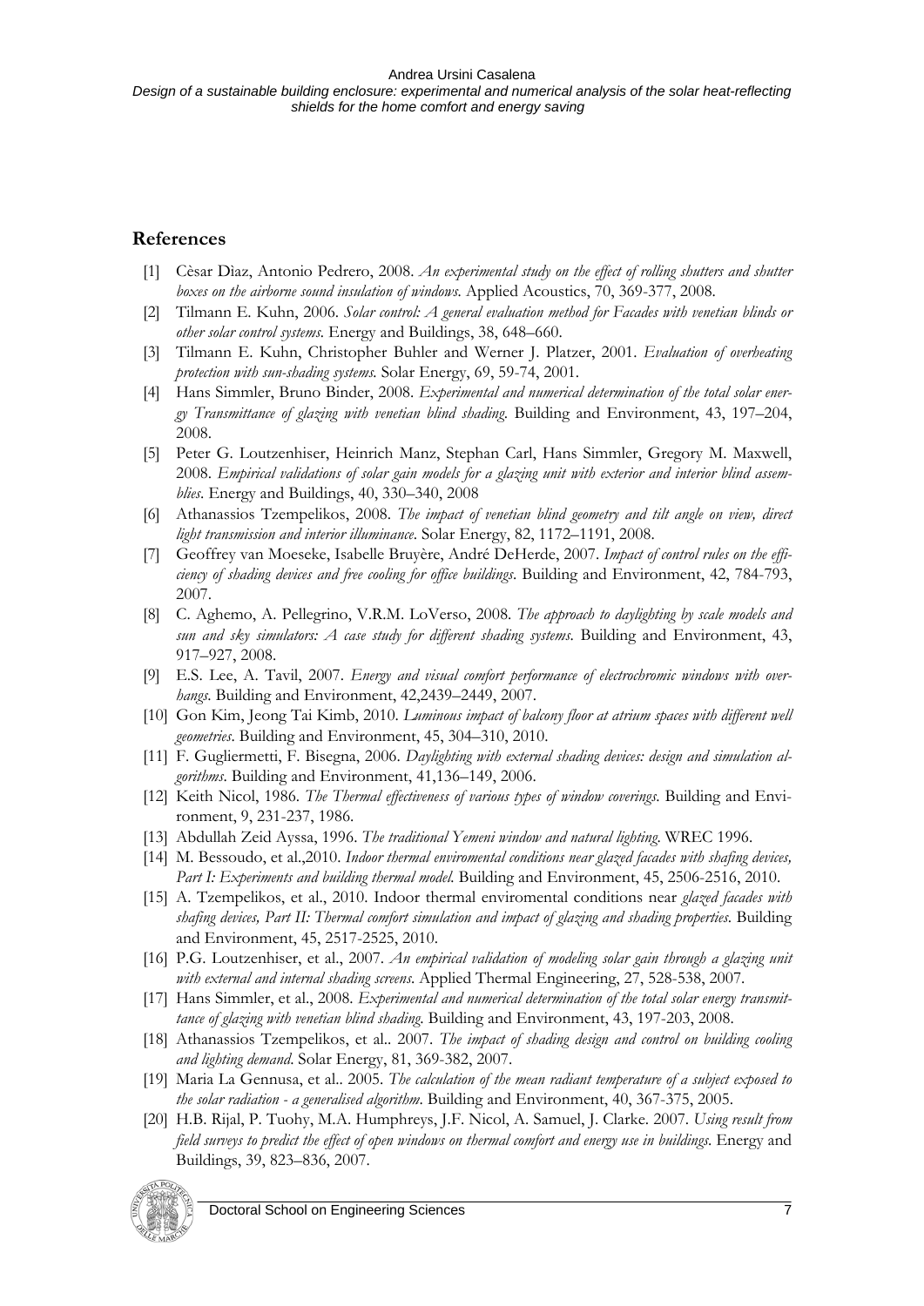## References

[1] Cèsar Dìaz, Antonio Pedrero, 2008. *An experimental study on the effect of rolling shutters and shutter boxes on the airborne sound insulation of windows*. Applied Acoustics, 70, 369-377, 2008.

[2] Tilmann E. Kuhn, 2006. *Solar control: A general evaluation method for Facades with venetian blinds or other solar control systems*. Energy and Buildings, 38, 648–660.

[3] Tilmann E. Kuhn, Christopher Buhler and Werner J. Platzer, 2001. *Evaluation of overheating protection with sun-shading systems*. Solar Energy, 69, 59-74, 2001.

[4] Hans Simmler, Bruno Binder, 2008. *Experimental and numerical determination of the total solar energy Transmittance of glazing with venetian blind shading*. Building and Environment, 43, 197–204, 2008.

[5] Peter G. Loutzenhiser, Heinrich Manz, Stephan Carl, Hans Simmler, Gregory M. Maxwell, 2008. *Empirical validations of solar gain models for a glazing unit with exterior and interior blind assemblies*. Energy and Buildings, 40, 330–340, 2008

[6] Athanassios Tzempelikos, 2008. *The impact of venetian blind geometry and tilt angle on view, direct light transmission and interior illuminance*. Solar Energy, 82, 1172–1191, 2008.

[7] Geoffrey van Moeseke, Isabelle Bruyère, André DeHerde, 2007. *Impact of control rules on the efficiency of shading devices and free cooling for office buildings*. Building and Environment, 42, 784-793, 2007.

[8] C. Aghemo, A. Pellegrino, V.R.M. LoVerso, 2008. *The approach to daylighting by scale models and sun and sky simulators: A case study for different shading systems*. Building and Environment, 43, 917–927, 2008.

[9] E.S. Lee, A. Tavil, 2007. *Energy and visual comfort performance of electrochromic windows with overhangs*. Building and Environment, 42,2439–2449, 2007.

[10] Gon Kim, Jeong Tai Kimb, 2010. *Luminous impact of balcony floor at atrium spaces with different well geometries*. Building and Environment, 45, 304–310, 2010.

[11] F. Gugliermetti, F. Bisegna, 2006. *Daylighting with external shading devices: design and simulation algorithms*. Building and Environment, 41,136–149, 2006.

[12] Keith Nicol, 1986. *The Thermal effectiveness of various types of window coverings*. Building and Environment, 9, 231-237, 1986.

[13] Abdullah Zeid Ayssa, 1996. *The traditional Yemeni window and natural lighting*. WREC 1996.

[14] M. Bessoudo, et al.,2010. *Indoor thermal enviromental conditions near glazed facades with shafing devices, Part I: Experiments and building thermal model*. Building and Environment, 45, 2506-2516, 2010.

[15] A. Tzempelikos, et al., 2010. Indoor thermal enviromental conditions near *glazed facades with shafing devices, Part II: Thermal comfort simulation and impact of glazing and shading properties*. Building and Environment, 45, 2517-2525, 2010.

[16] P.G. Loutzenhiser, et al., 2007. *An empirical validation of modeling solar gain through a glazing unit with external and internal shading screens*. Applied Thermal Engineering, 27, 528-538, 2007.

[17] Hans Simmler, et al., 2008. *Experimental and numerical determination of the total solar energy transmittance of glazing with venetian blind shading*. Building and Environment, 43, 197-203, 2008.

[18] Athanassios Tzempelikos, et al.. 2007. *The impact of shading design and control on building cooling and lighting demand*. Solar Energy, 81, 369-382, 2007.

[19] Maria La Gennusa, et al.. 2005. *The calculation of the mean radiant temperature of a subject exposed to the solar radiation - a generalised algorithm*. Building and Environment, 40, 367-375, 2005.

[20] H.B. Rijal, P. Tuohy, M.A. Humphreys, J.F. Nicol, A. Samuel, J. Clarke. 2007. *Using result from field surveys to predict the effect of open windows on thermal comfort and energy use in buildings*. Energy and Buildings, 39, 823–836, 2007.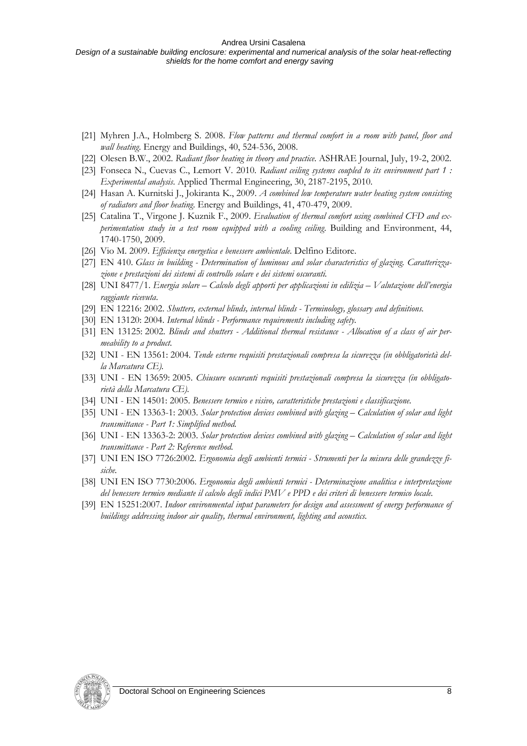[21] Myhren J.A., Holmberg S. 2008. *Flow patterns and thermal comfort in a room with panel, floor and wall heating.* Energy and Buildings, 40, 524-536, 2008.

[22] Olesen B.W., 2002. *Radiant floor heating in theory and practice.* ASHRAE Journal, July, 19-2, 2002.

[23] Fonseca N., Cuevas C., Lemort V. 2010. *Radiant ceiling systems coupled to its environment part 1 : Experimental analysis.* Applied Thermal Engineering, 30, 2187-2195, 2010.

[24] Hasan A. Kurnitski J., Jokiranta K., 2009. *A combined low temperature water heating system consisting of radiators and floor heating.* Energy and Buildings, 41, 470-479, 2009.

[25] Catalina T., Virgone J. Kuznik F., 2009. *Evaluation of thermal comfort using combined CFD and experimentation study in a test room equipped with a cooling ceiling.* Building and Environment, 44, 1740-1750, 2009.

[26] Vio M. 2009. *Efficienza energetica e benessere ambientale.* Delfino Editore.

[27] EN 410. *Glass in building - Determination of luminous and solar characteristics of glazing. Caratterizzazione e prestazioni dei sistemi di controllo solare e dei sistemi oscuranti.*

[28] UNI 8477/1. *Energia solare – Calcolo degli apporti per applicazioni in edilizia – Valutazione dell'energia raggiante ricevuta.*

[29] EN 12216: 2002. *Shutters, external blinds, internal blinds - Terminology, glossary and definitions.*

[30] EN 13120: 2004. *Internal blinds - Performance requirements including safety.*

[31] EN 13125: 2002. *Blinds and shutters - Additional thermal resistance - Allocation of a class of air permeability to a product.*

[32] UNI - EN 13561: 2004. *Tende esterne requisiti prestazionali compresa la sicurezza (in obbligatorietà della Marcatura CE).*

[33] UNI - EN 13659: 2005. *Chiusure oscuranti requisiti prestazionali compresa la sicurezza (in obbligatorietà della Marcatura CE).*

[34] UNI - EN 14501: 2005. *Benessere termico e visivo, caratteristiche prestazioni e classificazione.*

[35] UNI - EN 13363-1: 2003. *Solar protection devices combined with glazing – Calculation of solar and light transmittance - Part 1: Simplified method.*

[36] UNI - EN 13363-2: 2003. *Solar protection devices combined with glazing – Calculation of solar and light transmittance - Part 2: Reference method.*

[37] UNI EN ISO 7726:2002. *Ergonomia degli ambienti termici - Strumenti per la misura delle grandezze fisiche.*

[38] UNI EN ISO 7730:2006. *Ergonomia degli ambienti termici - Determinazione analitica e interpretazione del benessere termico mediante il calcolo degli indici PMV e PPD e dei criteri di benessere termico locale.*

[39] EN 15251:2007. *Indoor environmental input parameters for design and assessment of energy performance of buildings addressing indoor air quality, thermal environment, lighting and acoustics.*